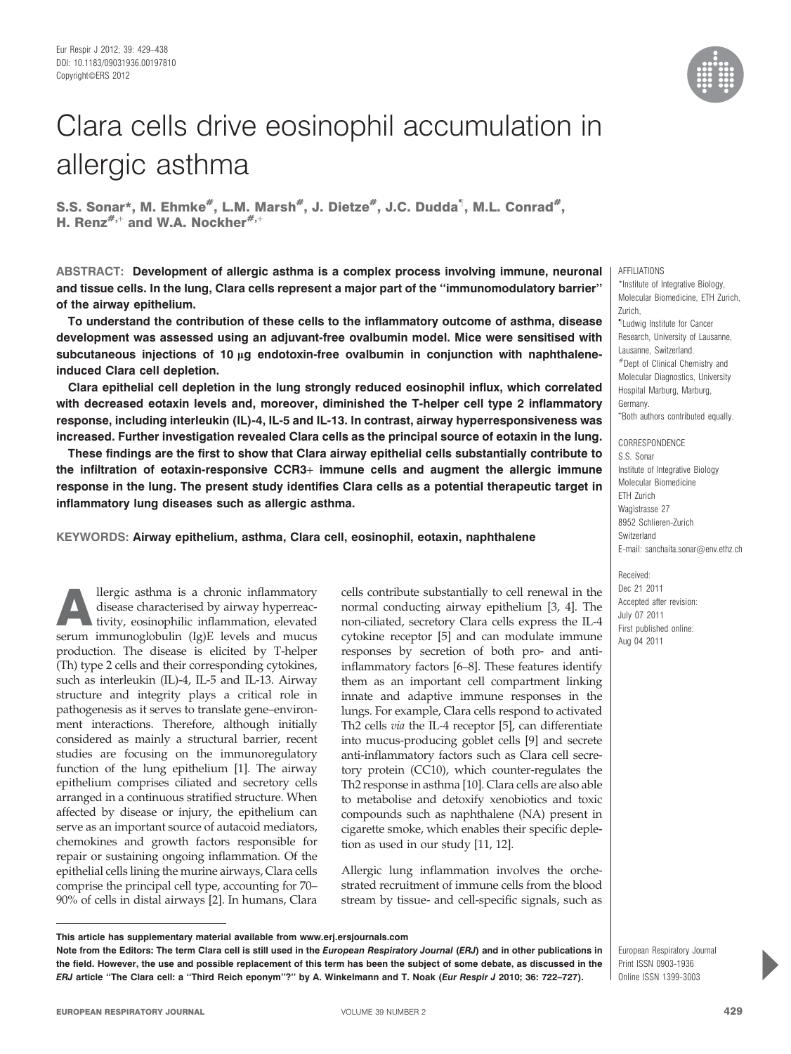# Clara cells drive eosinophil accumulation in allergic asthma

**S.S. Sonar\*, M. Ehmke#, L.M. Marsh#, J. Dietze#, J.C. Dudda¶, M.L. Conrad#, H. Renz#,+ and W.A. Nockher#,+**

**ABSTRACT: Development of allergic asthma is a complex process involving immune, neuronal and tissue cells. In the lung, Clara cells represent a major part of the "immunomodulatory barrier" of the airway epithelium.**

**To understand the contribution of these cells to the inflammatory outcome of asthma, disease development was assessed using an adjuvant-free ovalbumin model. Mice were sensitised with subcutaneous injections of 10 μg endotoxin-free ovalbumin in conjunction with naphthalene-induced Clara cell depletion.**

**Clara epithelial cell depletion in the lung strongly reduced eosinophil influx, which correlated with decreased eotaxin levels and, moreover, diminished the T-helper cell type 2 inflammatory response, including interleukin (IL)-4, IL-5 and IL-13. In contrast, airway hyperresponsiveness was increased. Further investigation revealed Clara cells as the principal source of eotaxin in the lung.**

**These findings are the first to show that Clara airway epithelial cells substantially contribute to the infiltration of eotaxin-responsive CCR3+ immune cells and augment the allergic immune response in the lung. The present study identifies Clara cells as a potential therapeutic target in inflammatory lung diseases such as allergic asthma.**

**KEYWORDS: Airway epithelium, asthma, Clara cell, eosinophil, eotaxin, naphthalene**

AFFILIATIONS

\*Institute of Integrative Biology, Molecular Biomedicine, ETH Zurich, Zurich,

¶Ludwig Institute for Cancer Research, University of Lausanne, Lausanne, Switzerland.

#Dept of Clinical Chemistry and Molecular Diagnostics, University Hospital Marburg, Marburg, Germany.

+Both authors contributed equally.

CORRESPONDENCE

S.S. Sonar
Institute of Integrative Biology
Molecular Biomedicine
ETH Zurich
Wagistrasse 27
8952 Schlieren-Zurich
Switzerland
E-mail: sanchaita.sonar@env.ethz.ch

Received:
Dec 21 2011
Accepted after revision:
July 07 2011
First published online:
Aug 04 2011

Allergic asthma is a chronic inflammatory disease characterised by airway hyperreactivity, eosinophilic inflammation, elevated serum immunoglobulin (Ig)E levels and mucus production. The disease is elicited by T-helper (Th) type 2 cells and their corresponding cytokines, such as interleukin (IL)-4, IL-5 and IL-13. Airway structure and integrity plays a critical role in pathogenesis as it serves to translate gene–environment interactions. Therefore, although initially considered as mainly a structural barrier, recent studies are focusing on the immunoregulatory function of the lung epithelium [1]. The airway epithelium comprises ciliated and secretory cells arranged in a continuous stratified structure. When affected by disease or injury, the epithelium can serve as an important source of autacoid mediators, chemokines and growth factors responsible for repair or sustaining ongoing inflammation. Of the epithelial cells lining the murine airways, Clara cells comprise the principal cell type, accounting for 70–90% of cells in distal airways [2]. In humans, Clara cells contribute substantially to cell renewal in the normal conducting airway epithelium [3, 4]. The non-ciliated, secretory Clara cells express the IL-4 cytokine receptor [5] and can modulate immune responses by secretion of both pro- and anti-inflammatory factors [6–8]. These features identify them as an important cell compartment linking innate and adaptive immune responses in the lungs. For example, Clara cells respond to activated Th2 cells *via* the IL-4 receptor [5], can differentiate into mucus-producing goblet cells [9] and secrete anti-inflammatory factors such as Clara cell secretory protein (CC10), which counter-regulates the Th2 response in asthma [10]. Clara cells are also able to metabolise and detoxify xenobiotics and toxic compounds such as naphthalene (NA) present in cigarette smoke, which enables their specific depletion as used in our study [11, 12].

Allergic lung inflammation involves the orchestrated recruitment of immune cells from the blood stream by tissue- and cell-specific signals, such as

**This article has supplementary material available from www.erj.ersjournals.com**

**Note from the Editors: The term Clara cell is still used in the *European Respiratory Journal* (*ERJ*) and in other publications in the field. However, the use and possible replacement of this term has been the subject of some debate, as discussed in the *ERJ* article "The Clara cell: a "Third Reich eponym"?" by A. Winkelmann and T. Noak (*Eur Respir J* 2010; 36: 722–727).**

European Respiratory Journal
Print ISSN 0903-1936
Online ISSN 1399-3003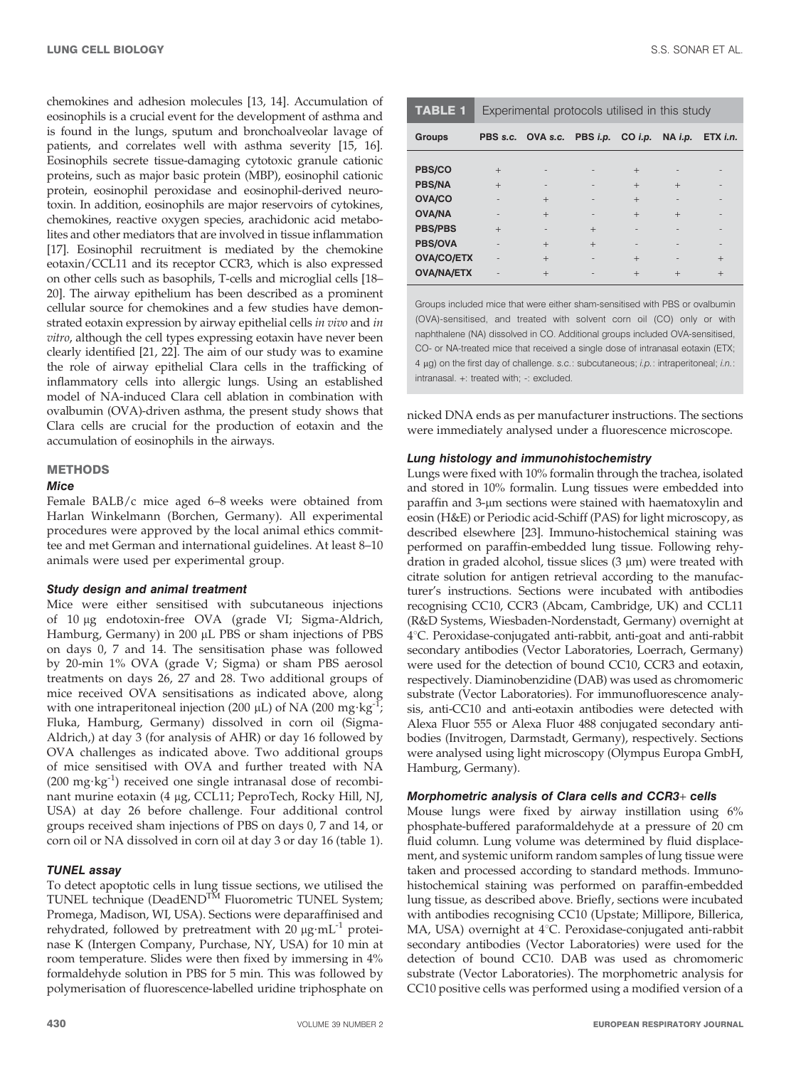chemokines and adhesion molecules [13, 14]. Accumulation of eosinophils is a crucial event for the development of asthma and is found in the lungs, sputum and bronchoalveolar lavage of patients, and correlates well with asthma severity [15, 16]. Eosinophils secrete tissue-damaging cytotoxic granule cationic proteins, such as major basic protein (MBP), eosinophil cationic protein, eosinophil peroxidase and eosinophil-derived neurotoxin. In addition, eosinophils are major reservoirs of cytokines, chemokines, reactive oxygen species, arachidonic acid metabolites and other mediators that are involved in tissue inflammation [17]. Eosinophil recruitment is mediated by the chemokine eotaxin/CCL11 and its receptor CCR3, which is also expressed on other cells such as basophils, T-cells and microglial cells [18–20]. The airway epithelium has been described as a prominent cellular source for chemokines and a few studies have demonstrated eotaxin expression by airway epithelial cells *in vivo* and *in vitro*, although the cell types expressing eotaxin have never been clearly identified [21, 22]. The aim of our study was to examine the role of airway epithelial Clara cells in the trafficking of inflammatory cells into allergic lungs. Using an established model of NA-induced Clara cell ablation in combination with ovalbumin (OVA)-driven asthma, the present study shows that Clara cells are crucial for the production of eotaxin and the accumulation of eosinophils in the airways.

## METHODS

### Mice

Female BALB/c mice aged 6–8 weeks were obtained from Harlan Winkelmann (Borchen, Germany). All experimental procedures were approved by the local animal ethics committee and met German and international guidelines. At least 8–10 animals were used per experimental group.

### Study design and animal treatment

Mice were either sensitised with subcutaneous injections of 10 μg endotoxin-free OVA (grade VI; Sigma-Aldrich, Hamburg, Germany) in 200 μL PBS or sham injections of PBS on days 0, 7 and 14. The sensitisation phase was followed by 20-min 1% OVA (grade V; Sigma) or sham PBS aerosol treatments on days 26, 27 and 28. Two additional groups of mice received OVA sensitisations as indicated above, along with one intraperitoneal injection (200 μL) of NA (200 $mg \cdot kg^{-1}$; Fluka, Hamburg, Germany) dissolved in corn oil (Sigma-Aldrich,) at day 3 (for analysis of AHR) or day 16 followed by OVA challenges as indicated above. Two additional groups of mice sensitised with OVA and further treated with NA (200 $mg \cdot kg^{-1}$) received one single intranasal dose of recombinant murine eotaxin (4 μg, CCL11; PeproTech, Rocky Hill, NJ, USA) at day 26 before challenge. Four additional control groups received sham injections of PBS on days 0, 7 and 14, or corn oil or NA dissolved in corn oil at day 3 or day 16 (table 1).

### TUNEL assay

To detect apoptotic cells in lung tissue sections, we utilised the TUNEL technique (DeadEND™ Fluorometric TUNEL System; Promega, Madison, WI, USA). Sections were deparaffinised and rehydrated, followed by pretreatment with 20 $\mu g \cdot mL^{-1}$ proteinase K (Intergen Company, Purchase, NY, USA) for 10 min at room temperature. Slides were then fixed by immersing in 4% formaldehyde solution in PBS for 5 min. This was followed by polymerisation of fluorescence-labelled uridine triphosphate on nicked DNA ends as per manufacturer instructions. The sections were immediately analysed under a fluorescence microscope.

**TABLE 1** Experimental protocols utilised in this study

| Groups | PBS *s.c.* | OVA *s.c.* | PBS *i.p.* | CO *i.p.* | NA *i.p.* | ETX *i.n.* |
|---|---|---|---|---|---|---|
| PBS/CO | + | - | - | + | - | - |
| PBS/NA | + | - | - | + | + | - |
| OVA/CO | - | + | - | + | - | - |
| OVA/NA | - | + | - | + | + | - |
| PBS/PBS | + | - | + | - | - | - |
| PBS/OVA | - | + | + | - | - | - |
| OVA/CO/ETX | - | + | - | + | - | + |
| OVA/NA/ETX | - | + | - | + | + | + |

Groups included mice that were either sham-sensitised with PBS or ovalbumin (OVA)-sensitised, and treated with solvent corn oil (CO) only or with naphthalene (NA) dissolved in CO. Additional groups included OVA-sensitised, CO- or NA-treated mice that received a single dose of intranasal eotaxin (ETX; 4 μg) on the first day of challenge. *s.c.*: subcutaneous; *i.p.*: intraperitoneal; *i.n.*: intranasal. +: treated with; -: excluded.

### Lung histology and immunohistochemistry

Lungs were fixed with 10% formalin through the trachea, isolated and stored in 10% formalin. Lung tissues were embedded into paraffin and 3-μm sections were stained with haematoxylin and eosin (H&E) or Periodic acid-Schiff (PAS) for light microscopy, as described elsewhere [23]. Immuno-histochemical staining was performed on paraffin-embedded lung tissue. Following rehydration in graded alcohol, tissue slices (3 μm) were treated with citrate solution for antigen retrieval according to the manufacturer's instructions. Sections were incubated with antibodies recognising CC10, CCR3 (Abcam, Cambridge, UK) and CCL11 (R&D Systems, Wiesbaden-Nordenstadt, Germany) overnight at 4°C. Peroxidase-conjugated anti-rabbit, anti-goat and anti-rabbit secondary antibodies (Vector Laboratories, Loerrach, Germany) were used for the detection of bound CC10, CCR3 and eotaxin, respectively. Diaminobenzidine (DAB) was used as chromomeric substrate (Vector Laboratories). For immunofluorescence analysis, anti-CC10 and anti-eotaxin antibodies were detected with Alexa Fluor 555 or Alexa Fluor 488 conjugated secondary antibodies (Invitrogen, Darmstadt, Germany), respectively. Sections were analysed using light microscopy (Olympus Europa GmbH, Hamburg, Germany).

### Morphometric analysis of Clara cells and CCR3+ cells

Mouse lungs were fixed by airway instillation using 6% phosphate-buffered paraformaldehyde at a pressure of 20 cm fluid column. Lung volume was determined by fluid displacement, and systemic uniform random samples of lung tissue were taken and processed according to standard methods. Immunohistochemical staining was performed on paraffin-embedded lung tissue, as described above. Briefly, sections were incubated with antibodies recognising CC10 (Upstate; Millipore, Billerica, MA, USA) overnight at 4°C. Peroxidase-conjugated anti-rabbit secondary antibodies (Vector Laboratories) were used for the detection of bound CC10. DAB was used as chromomeric substrate (Vector Laboratories). The morphometric analysis for CC10 positive cells was performed using a modified version of a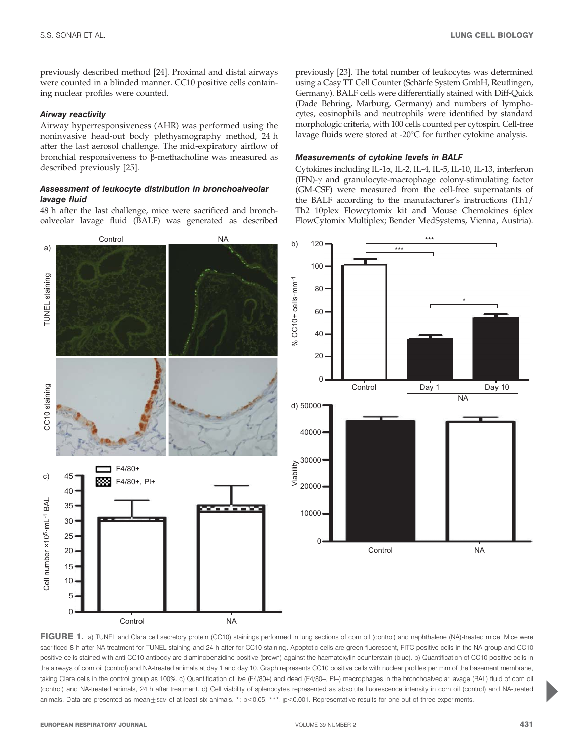previously described method [24]. Proximal and distal airways were counted in a blinded manner. CC10 positive cells containing nuclear profiles were counted.

### *Airway reactivity*

Airway hyperresponsiveness (AHR) was performed using the noninvasive head-out body plethysmography method, 24 h after the last aerosol challenge. The mid-expiratory airflow of bronchial responsiveness to β-methacholine was measured as described previously [25].

### *Assessment of leukocyte distribution in bronchoalveolar lavage fluid*

48 h after the last challenge, mice were sacrificed and bronchoalveolar lavage fluid (BALF) was generated as described previously [23]. The total number of leukocytes was determined using a Casy TT Cell Counter (Schärfe System GmbH, Reutlingen, Germany). BALF cells were differentially stained with Diff-Quick (Dade Behring, Marburg, Germany) and numbers of lymphocytes, eosinophils and neutrophils were identified by standard morphologic criteria, with 100 cells counted per cytospin. Cell-free lavage fluids were stored at -20°C for further cytokine analysis.

### *Measurements of cytokine levels in BALF*

Cytokines including IL-1α, IL-2, IL-4, IL-5, IL-10, IL-13, interferon (IFN)-γ and granulocyte-macrophage colony-stimulating factor (GM-CSF) were measured from the cell-free supernatants of the BALF according to the manufacturer's instructions (Th1/Th2 10plex Flowcytomix kit and Mouse Chemokines 6plex FlowCytomix Multiplex; Bender MedSystems, Vienna, Austria).

**FIGURE 1.** a) TUNEL and Clara cell secretory protein (CC10) stainings performed in lung sections of corn oil (control) and naphthalene (NA)-treated mice. Mice were sacrificed 8 h after NA treatment for TUNEL staining and 24 h after for CC10 staining. Apoptotic cells are green fluorescent, FITC positive cells in the NA group and CC10 positive cells stained with anti-CC10 antibody are diaminobenzidine positive (brown) against the haematoxylin counterstain (blue). b) Quantification of CC10 positive cells in the airways of corn oil (control) and NA-treated animals at day 1 and day 10. Graph represents CC10 positive cells with nuclear profiles per mm of the basement membrane, taking Clara cells in the control group as 100%. c) Quantification of live (F4/80+) and dead (F4/80+, PI+) macrophages in the bronchoalveolar lavage (BAL) fluid of corn oil (control) and NA-treated animals, 24 h after treatment. d) Cell viability of splenocytes represented as absolute fluorescence intensity in corn oil (control) and NA-treated animals. Data are presented as mean±SEM of at least six animals. *: $p<0.05$; ***: $p<0.001$. Representative results for one out of three experiments.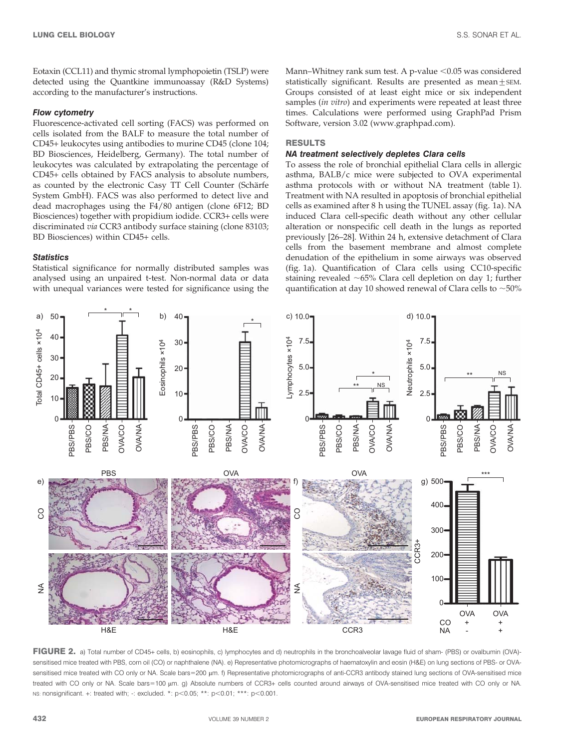Eotaxin (CCL11) and thymic stromal lymphopoietin (TSLP) were detected using the Quantkine immunoassay (R&D Systems) according to the manufacturer's instructions.

### *Flow cytometry*

Fluorescence-activated cell sorting (FACS) was performed on cells isolated from the BALF to measure the total number of CD45+ leukocytes using antibodies to murine CD45 (clone 104; BD Biosciences, Heidelberg, Germany). The total number of leukocytes was calculated by extrapolating the percentage of CD45+ cells obtained by FACS analysis to absolute numbers, as counted by the electronic Casy TT Cell Counter (Schärfe System GmbH). FACS was also performed to detect live and dead macrophages using the F4/80 antigen (clone 6F12; BD Biosciences) together with propidium iodide. CCR3+ cells were discriminated *via* CCR3 antibody surface staining (clone 83103; BD Biosciences) within CD45+ cells.

### *Statistics*

Statistical significance for normally distributed samples was analysed using an unpaired t-test. Non-normal data or data with unequal variances were tested for significance using the Mann–Whitney rank sum test. A p-value <0.05 was considered statistically significant. Results are presented as mean±SEM. Groups consisted of at least eight mice or six independent samples (*in vitro*) and experiments were repeated at least three times. Calculations were performed using GraphPad Prism Software, version 3.02 (www.graphpad.com).

## RESULTS

### *NA treatment selectively depletes Clara cells*

To assess the role of bronchial epithelial Clara cells in allergic asthma, BALB/c mice were subjected to OVA experimental asthma protocols with or without NA treatment (table 1). Treatment with NA resulted in apoptosis of bronchial epithelial cells as examined after 8 h using the TUNEL assay (fig. 1a). NA induced Clara cell-specific death without any other cellular alteration or nonspecific cell death in the lungs as reported previously [26–28]. Within 24 h, extensive detachment of Clara cells from the basement membrane and almost complete denudation of the epithelium in some airways was observed (fig. 1a). Quantification of Clara cells using CC10-specific staining revealed ~65% Clara cell depletion on day 1; further quantification at day 10 showed renewal of Clara cells to ~50%

**FIGURE 2.** a) Total number of CD45+ cells, b) eosinophils, c) lymphocytes and d) neutrophils in the bronchoalveolar lavage fluid of sham- (PBS) or ovalbumin (OVA)-sensitised mice treated with PBS, corn oil (CO) or naphthalene (NA). e) Representative photomicrographs of haematoxylin and eosin (H&E) on lung sections of PBS- or OVA-sensitised mice treated with CO only or NA. Scale bars=200 µm. f) Representative photomicrographs of anti-CCR3 antibody stained lung sections of OVA-sensitised mice treated with CO only or NA. Scale bars=100 µm. g) Absolute numbers of CCR3+ cells counted around airways of OVA-sensitised mice treated with CO only or NA. NS: nonsignificant. +: treated with; -: excluded. *: p<0.05; **: p<0.01; ***: p<0.001.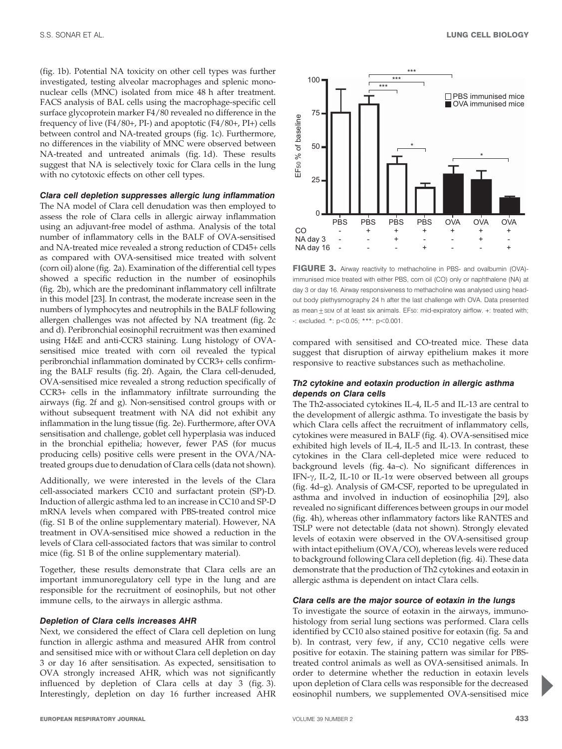(fig. 1b). Potential NA toxicity on other cell types was further investigated, testing alveolar macrophages and splenic mononuclear cells (MNC) isolated from mice 48 h after treatment. FACS analysis of BAL cells using the macrophage-specific cell surface glycoprotein marker F4/80 revealed no difference in the frequency of live (F4/80+, PI-) and apoptotic (F4/80+, PI+) cells between control and NA-treated groups (fig. 1c). Furthermore, no differences in the viability of MNC were observed between NA-treated and untreated animals (fig. 1d). These results suggest that NA is selectively toxic for Clara cells in the lung with no cytotoxic effects on other cell types.

#### *Clara cell depletion suppresses allergic lung inflammation*

The NA model of Clara cell denudation was then employed to assess the role of Clara cells in allergic airway inflammation using an adjuvant-free model of asthma. Analysis of the total number of inflammatory cells in the BALF of OVA-sensitised and NA-treated mice revealed a strong reduction of CD45+ cells as compared with OVA-sensitised mice treated with solvent (corn oil) alone (fig. 2a). Examination of the differential cell types showed a specific reduction in the number of eosinophils (fig. 2b), which are the predominant inflammatory cell infiltrate in this model [23]. In contrast, the moderate increase seen in the numbers of lymphocytes and neutrophils in the BALF following allergen challenges was not affected by NA treatment (fig. 2c and d). Peribronchial eosinophil recruitment was then examined using H&E and anti-CCR3 staining. Lung histology of OVA-sensitised mice treated with corn oil revealed the typical peribronchial inflammation dominated by CCR3+ cells confirming the BALF results (fig. 2f). Again, the Clara cell-denuded, OVA-sensitised mice revealed a strong reduction specifically of CCR3+ cells in the inflammatory infiltrate surrounding the airways (fig. 2f and g). Non-sensitised control groups with or without subsequent treatment with NA did not exhibit any inflammation in the lung tissue (fig. 2e). Furthermore, after OVA sensitisation and challenge, goblet cell hyperplasia was induced in the bronchial epithelia; however, fewer PAS (for mucus producing cells) positive cells were present in the OVA/NA-treated groups due to denudation of Clara cells (data not shown).

Additionally, we were interested in the levels of the Clara cell-associated markers CC10 and surfactant protein (SP)-D. Induction of allergic asthma led to an increase in CC10 and SP-D mRNA levels when compared with PBS-treated control mice (fig. S1 B of the online supplementary material). However, NA treatment in OVA-sensitised mice showed a reduction in the levels of Clara cell-associated factors that was similar to control mice (fig. S1 B of the online supplementary material).

Together, these results demonstrate that Clara cells are an important immunoregulatory cell type in the lung and are responsible for the recruitment of eosinophils, but not other immune cells, to the airways in allergic asthma.

#### *Depletion of Clara cells increases AHR*

Next, we considered the effect of Clara cell depletion on lung function in allergic asthma and measured AHR from control and sensitised mice with or without Clara cell depletion on day 3 or day 16 after sensitisation. As expected, sensitisation to OVA strongly increased AHR, which was not significantly influenced by depletion of Clara cells at day 3 (fig. 3). Interestingly, depletion on day 16 further increased AHR compared with sensitised and CO-treated mice. These data suggest that disruption of airway epithelium makes it more responsive to reactive substances such as methacholine.

**FIGURE 3.** Airway reactivity to methacholine in PBS- and ovalbumin (OVA)-immunised mice treated with either PBS, corn oil (CO) only or naphthalene (NA) at day 3 or day 16. Airway responsiveness to methacholine was analysed using head-out body plethysmography 24 h after the last challenge with OVA. Data presented as mean±SEM of at least six animals. $EF_{50}$: mid-expiratory airflow. +: treated with; -: excluded. *: $p<0.05$; ***: $p<0.001$.

#### *Th2 cytokine and eotaxin production in allergic asthma depends on Clara cells*

The Th2-associated cytokines IL-4, IL-5 and IL-13 are central to the development of allergic asthma. To investigate the basis by which Clara cells affect the recruitment of inflammatory cells, cytokines were measured in BALF (fig. 4). OVA-sensitised mice exhibited high levels of IL-4, IL-5 and IL-13. In contrast, these cytokines in the Clara cell-depleted mice were reduced to background levels (fig. 4a–c). No significant differences in IFN-$\gamma$, IL-2, IL-10 or IL-1$\alpha$ were observed between all groups (fig. 4d–g). Analysis of GM-CSF, reported to be upregulated in asthma and involved in induction of eosinophilia [29], also revealed no significant differences between groups in our model (fig. 4h), whereas other inflammatory factors like RANTES and TSLP were not detectable (data not shown). Strongly elevated levels of eotaxin were observed in the OVA-sensitised group with intact epithelium (OVA/CO), whereas levels were reduced to background following Clara cell depletion (fig. 4i). These data demonstrate that the production of Th2 cytokines and eotaxin in allergic asthma is dependent on intact Clara cells.

#### *Clara cells are the major source of eotaxin in the lungs*

To investigate the source of eotaxin in the airways, immunohistology from serial lung sections was performed. Clara cells identified by CC10 also stained positive for eotaxin (fig. 5a and b). In contrast, very few, if any, CC10 negative cells were positive for eotaxin. The staining pattern was similar for PBS-treated control animals as well as OVA-sensitised animals. In order to determine whether the reduction in eotaxin levels upon depletion of Clara cells was responsible for the decreased eosinophil numbers, we supplemented OVA-sensitised mice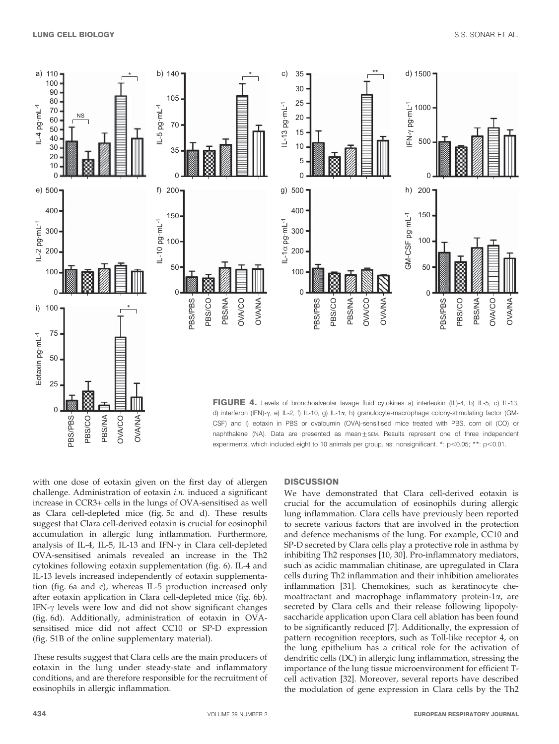FIGURE 4. Levels of bronchoalveolar lavage fluid cytokines a) interleukin (IL)-4, b) IL-5, c) IL-13, d) interferon (IFN)-γ, e) IL-2, f) IL-10, g) IL-1α, h) granulocyte-macrophage colony-stimulating factor (GM-CSF) and i) eotaxin in PBS or ovalbumin (OVA)-sensitised mice treated with PBS, corn oil (CO) or naphthalene (NA). Data are presented as mean±SEM. Results represent one of three independent experiments, which included eight to 10 animals per group. NS: nonsignificant. *: $p<0.05$; **: $p<0.01$.

with one dose of eotaxin given on the first day of allergen challenge. Administration of eotaxin *i.n.* induced a significant increase in CCR3+ cells in the lungs of OVA-sensitised as well as Clara cell-depleted mice (fig. 5c and d). These results suggest that Clara cell-derived eotaxin is crucial for eosinophil accumulation in allergic lung inflammation. Furthermore, analysis of IL-4, IL-5, IL-13 and IFN-γ in Clara cell-depleted OVA-sensitised animals revealed an increase in the Th2 cytokines following eotaxin supplementation (fig. 6). IL-4 and IL-13 levels increased independently of eotaxin supplementation (fig. 6a and c), whereas IL-5 production increased only after eotaxin application in Clara cell-depleted mice (fig. 6b). IFN-γ levels were low and did not show significant changes (fig. 6d). Additionally, administration of eotaxin in OVA-sensitised mice did not affect CC10 or SP-D expression (fig. S1B of the online supplementary material).

These results suggest that Clara cells are the main producers of eotaxin in the lung under steady-state and inflammatory conditions, and are therefore responsible for the recruitment of eosinophils in allergic inflammation.

## DISCUSSION

We have demonstrated that Clara cell-derived eotaxin is crucial for the accumulation of eosinophils during allergic lung inflammation. Clara cells have previously been reported to secrete various factors that are involved in the protection and defence mechanisms of the lung. For example, CC10 and SP-D secreted by Clara cells play a protective role in asthma by inhibiting Th2 responses [10, 30]. Pro-inflammatory mediators, such as acidic mammalian chitinase, are upregulated in Clara cells during Th2 inflammation and their inhibition ameliorates inflammation [31]. Chemokines, such as keratinocyte chemoattractant and macrophage inflammatory protein-1α, are secreted by Clara cells and their release following lipopolysaccharide application upon Clara cell ablation has been found to be significantly reduced [7]. Additionally, the expression of pattern recognition receptors, such as Toll-like receptor 4, on the lung epithelium has a critical role for the activation of dendritic cells (DC) in allergic lung inflammation, stressing the importance of the lung tissue microenvironment for efficient T-cell activation [32]. Moreover, several reports have described the modulation of gene expression in Clara cells by the Th2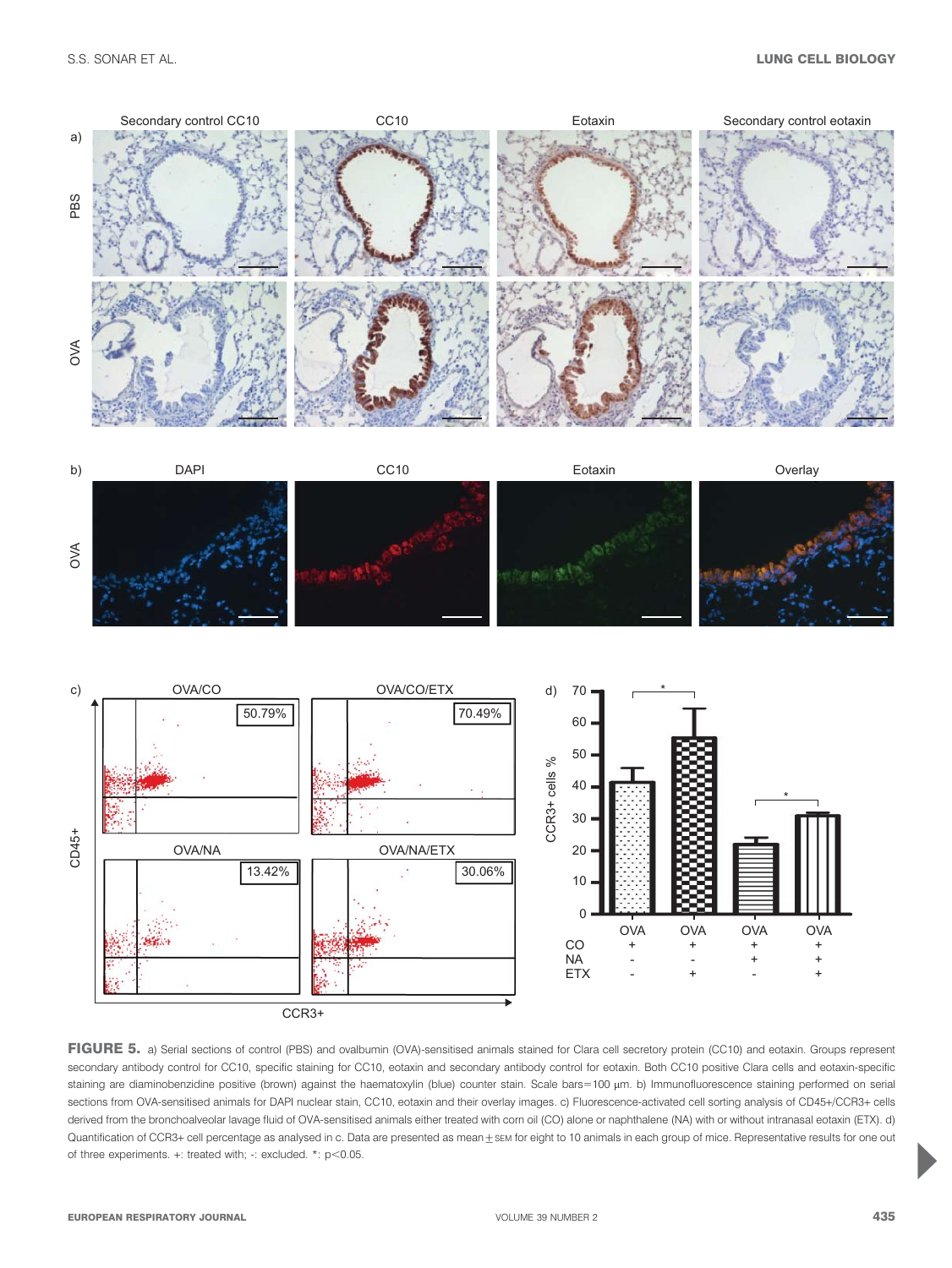**FIGURE 5.** a) Serial sections of control (PBS) and ovalbumin (OVA)-sensitised animals stained for Clara cell secretory protein (CC10) and eotaxin. Groups represent secondary antibody control for CC10, specific staining for CC10, eotaxin and secondary antibody control for eotaxin. Both CC10 positive Clara cells and eotaxin-specific staining are diaminobenzidine positive (brown) against the haematoxylin (blue) counter stain. Scale bars=100 μm. b) Immunofluorescence staining performed on serial sections from OVA-sensitised animals for DAPI nuclear stain, CC10, eotaxin and their overlay images. c) Fluorescence-activated cell sorting analysis of CD45+/CCR3+ cells derived from the bronchoalveolar lavage fluid of OVA-sensitised animals either treated with corn oil (CO) alone or naphthalene (NA) with or without intranasal eotaxin (ETX). d) Quantification of CCR3+ cell percentage as analysed in c. Data are presented as mean±SEM for eight to 10 animals in each group of mice. Representative results for one out of three experiments. +: treated with; -: excluded. *: p<0.05.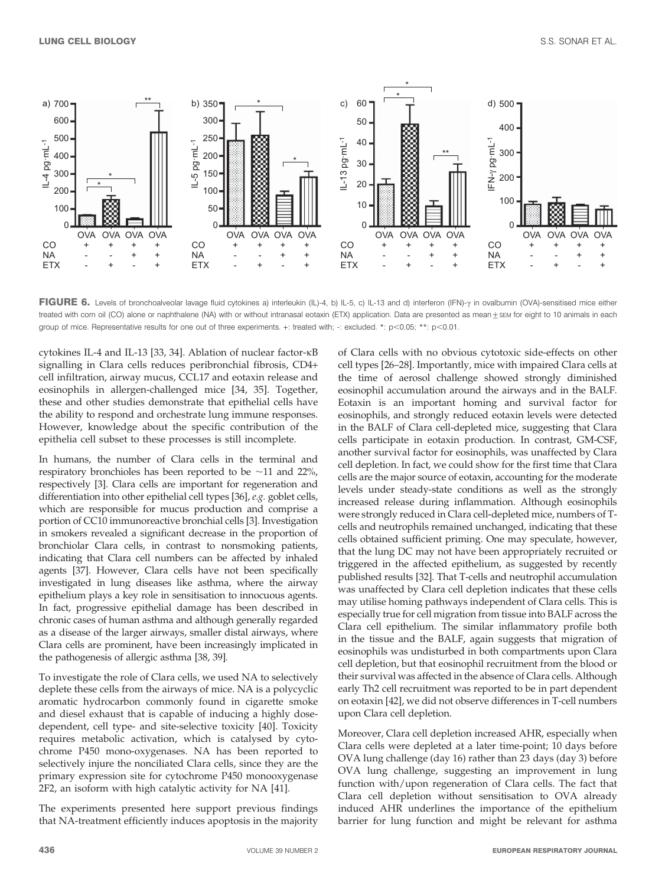FIGURE 6. Levels of bronchoalveolar lavage fluid cytokines a) interleukin (IL)-4, b) IL-5, c) IL-13 and d) interferon (IFN)-γ in ovalbumin (OVA)-sensitised mice either treated with corn oil (CO) alone or naphthalene (NA) with or without intranasal eotaxin (ETX) application. Data are presented as mean±SEM for eight to 10 animals in each group of mice. Representative results for one out of three experiments. +: treated with; -: excluded. *: $p<0.05$; **: $p<0.01$.

cytokines IL-4 and IL-13 [33, 34]. Ablation of nuclear factor-κB signalling in Clara cells reduces peribronchial fibrosis, CD4+ cell infiltration, airway mucus, CCL17 and eotaxin release and eosinophils in allergen-challenged mice [34, 35]. Together, these and other studies demonstrate that epithelial cells have the ability to respond and orchestrate lung immune responses. However, knowledge about the specific contribution of the epithelia cell subset to these processes is still incomplete.

In humans, the number of Clara cells in the terminal and respiratory bronchioles has been reported to be ~11 and 22%, respectively [3]. Clara cells are important for regeneration and differentiation into other epithelial cell types [36], *e.g.* goblet cells, which are responsible for mucus production and comprise a portion of CC10 immunoreactive bronchial cells [3]. Investigation in smokers revealed a significant decrease in the proportion of bronchiolar Clara cells, in contrast to nonsmoking patients, indicating that Clara cell numbers can be affected by inhaled agents [37]. However, Clara cells have not been specifically investigated in lung diseases like asthma, where the airway epithelium plays a key role in sensitisation to innocuous agents. In fact, progressive epithelial damage has been described in chronic cases of human asthma and although generally regarded as a disease of the larger airways, smaller distal airways, where Clara cells are prominent, have been increasingly implicated in the pathogenesis of allergic asthma [38, 39].

To investigate the role of Clara cells, we used NA to selectively deplete these cells from the airways of mice. NA is a polycyclic aromatic hydrocarbon commonly found in cigarette smoke and diesel exhaust that is capable of inducing a highly dose-dependent, cell type- and site-selective toxicity [40]. Toxicity requires metabolic activation, which is catalysed by cytochrome P450 mono-oxygenases. NA has been reported to selectively injure the nonciliated Clara cells, since they are the primary expression site for cytochrome P450 monooxygenase 2F2, an isoform with high catalytic activity for NA [41].

The experiments presented here support previous findings that NA-treatment efficiently induces apoptosis in the majority of Clara cells with no obvious cytotoxic side-effects on other cell types [26–28]. Importantly, mice with impaired Clara cells at the time of aerosol challenge showed strongly diminished eosinophil accumulation around the airways and in the BALF. Eotaxin is an important homing and survival factor for eosinophils, and strongly reduced eotaxin levels were detected in the BALF of Clara cell-depleted mice, suggesting that Clara cells participate in eotaxin production. In contrast, GM-CSF, another survival factor for eosinophils, was unaffected by Clara cell depletion. In fact, we could show for the first time that Clara cells are the major source of eotaxin, accounting for the moderate levels under steady-state conditions as well as the strongly increased release during inflammation. Although eosinophils were strongly reduced in Clara cell-depleted mice, numbers of T-cells and neutrophils remained unchanged, indicating that these cells obtained sufficient priming. One may speculate, however, that the lung DC may not have been appropriately recruited or triggered in the affected epithelium, as suggested by recently published results [32]. That T-cells and neutrophil accumulation was unaffected by Clara cell depletion indicates that these cells may utilise homing pathways independent of Clara cells. This is especially true for cell migration from tissue into BALF across the Clara cell epithelium. The similar inflammatory profile both in the tissue and the BALF, again suggests that migration of eosinophils was undisturbed in both compartments upon Clara cell depletion, but that eosinophil recruitment from the blood or their survival was affected in the absence of Clara cells. Although early Th2 cell recruitment was reported to be in part dependent on eotaxin [42], we did not observe differences in T-cell numbers upon Clara cell depletion.

Moreover, Clara cell depletion increased AHR, especially when Clara cells were depleted at a later time-point; 10 days before OVA lung challenge (day 16) rather than 23 days (day 3) before OVA lung challenge, suggesting an improvement in lung function with/upon regeneration of Clara cells. The fact that Clara cell depletion without sensitisation to OVA already induced AHR underlines the importance of the epithelium barrier for lung function and might be relevant for asthma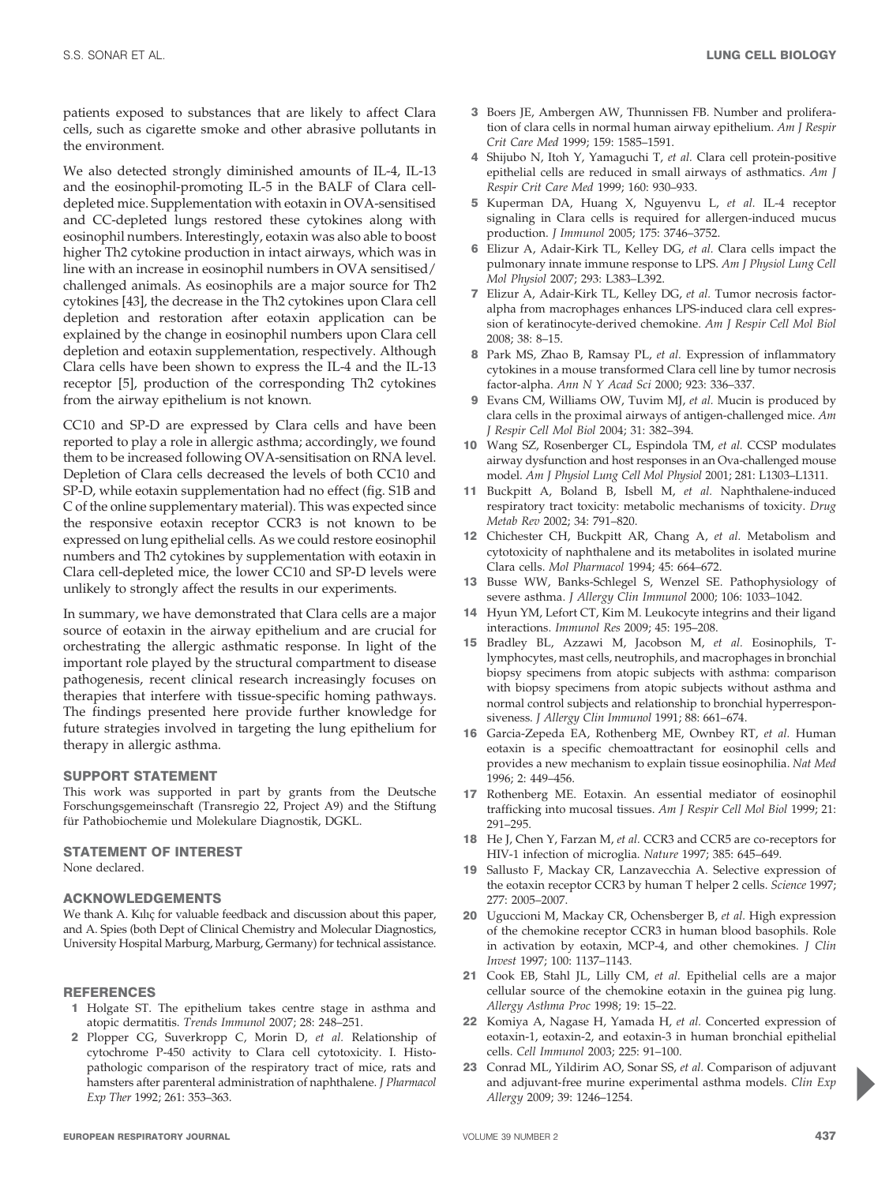patients exposed to substances that are likely to affect Clara cells, such as cigarette smoke and other abrasive pollutants in the environment.

We also detected strongly diminished amounts of IL-4, IL-13 and the eosinophil-promoting IL-5 in the BALF of Clara cell-depleted mice. Supplementation with eotaxin in OVA-sensitised and CC-depleted lungs restored these cytokines along with eosinophil numbers. Interestingly, eotaxin was also able to boost higher Th2 cytokine production in intact airways, which was in line with an increase in eosinophil numbers in OVA sensitised/challenged animals. As eosinophils are a major source for Th2 cytokines [43], the decrease in the Th2 cytokines upon Clara cell depletion and restoration after eotaxin application can be explained by the change in eosinophil numbers upon Clara cell depletion and eotaxin supplementation, respectively. Although Clara cells have been shown to express the IL-4 and the IL-13 receptor [5], production of the corresponding Th2 cytokines from the airway epithelium is not known.

CC10 and SP-D are expressed by Clara cells and have been reported to play a role in allergic asthma; accordingly, we found them to be increased following OVA-sensitisation on RNA level. Depletion of Clara cells decreased the levels of both CC10 and SP-D, while eotaxin supplementation had no effect (fig. S1B and C of the online supplementary material). This was expected since the responsive eotaxin receptor CCR3 is not known to be expressed on lung epithelial cells. As we could restore eosinophil numbers and Th2 cytokines by supplementation with eotaxin in Clara cell-depleted mice, the lower CC10 and SP-D levels were unlikely to strongly affect the results in our experiments.

In summary, we have demonstrated that Clara cells are a major source of eotaxin in the airway epithelium and are crucial for orchestrating the allergic asthmatic response. In light of the important role played by the structural compartment to disease pathogenesis, recent clinical research increasingly focuses on therapies that interfere with tissue-specific homing pathways. The findings presented here provide further knowledge for future strategies involved in targeting the lung epithelium for therapy in allergic asthma.

## SUPPORT STATEMENT

This work was supported in part by grants from the Deutsche Forschungsgemeinschaft (Transregio 22, Project A9) and the Stiftung für Pathobiochemie und Molekulare Diagnostik, DGKL.

## STATEMENT OF INTEREST

None declared.

## ACKNOWLEDGEMENTS

We thank A. Kılıç for valuable feedback and discussion about this paper, and A. Spies (both Dept of Clinical Chemistry and Molecular Diagnostics, University Hospital Marburg, Marburg, Germany) for technical assistance.

## REFERENCES

1. Holgate ST. The epithelium takes centre stage in asthma and atopic dermatitis. *Trends Immunol* 2007; 28: 248–251.
2. Plopper CG, Suverkropp C, Morin D, *et al.* Relationship of cytochrome P-450 activity to Clara cell cytotoxicity. I. Histopathologic comparison of the respiratory tract of mice, rats and hamsters after parenteral administration of naphthalene. *J Pharmacol Exp Ther* 1992; 261: 353–363.
3. Boers JE, Ambergen AW, Thunnissen FB. Number and proliferation of clara cells in normal human airway epithelium. *Am J Respir Crit Care Med* 1999; 159: 1585–1591.
4. Shijubo N, Itoh Y, Yamaguchi T, *et al.* Clara cell protein-positive epithelial cells are reduced in small airways of asthmatics. *Am J Respir Crit Care Med* 1999; 160: 930–933.
5. Kuperman DA, Huang X, Nguyenvu L, *et al.* IL-4 receptor signaling in Clara cells is required for allergen-induced mucus production. *J Immunol* 2005; 175: 3746–3752.
6. Elizur A, Adair-Kirk TL, Kelley DG, *et al.* Clara cells impact the pulmonary innate immune response to LPS. *Am J Physiol Lung Cell Mol Physiol* 2007; 293: L383–L392.
7. Elizur A, Adair-Kirk TL, Kelley DG, *et al.* Tumor necrosis factor-alpha from macrophages enhances LPS-induced clara cell expression of keratinocyte-derived chemokine. *Am J Respir Cell Mol Biol* 2008; 38: 8–15.
8. Park MS, Zhao B, Ramsay PL, *et al.* Expression of inflammatory cytokines in a mouse transformed Clara cell line by tumor necrosis factor-alpha. *Ann N Y Acad Sci* 2000; 923: 336–337.
9. Evans CM, Williams OW, Tuvim MJ, *et al.* Mucin is produced by clara cells in the proximal airways of antigen-challenged mice. *Am J Respir Cell Mol Biol* 2004; 31: 382–394.
10. Wang SZ, Rosenberger CL, Espindola TM, *et al.* CCSP modulates airway dysfunction and host responses in an Ova-challenged mouse model. *Am J Physiol Lung Cell Mol Physiol* 2001; 281: L1303–L1311.
11. Buckpitt A, Boland B, Isbell M, *et al.* Naphthalene-induced respiratory tract toxicity: metabolic mechanisms of toxicity. *Drug Metab Rev* 2002; 34: 791–820.
12. Chichester CH, Buckpitt AR, Chang A, *et al.* Metabolism and cytotoxicity of naphthalene and its metabolites in isolated murine Clara cells. *Mol Pharmacol* 1994; 45: 664–672.
13. Busse WW, Banks-Schlegel S, Wenzel SE. Pathophysiology of severe asthma. *J Allergy Clin Immunol* 2000; 106: 1033–1042.
14. Hyun YM, Lefort CT, Kim M. Leukocyte integrins and their ligand interactions. *Immunol Res* 2009; 45: 195–208.
15. Bradley BL, Azzawi M, Jacobson M, *et al.* Eosinophils, T-lymphocytes, mast cells, neutrophils, and macrophages in bronchial biopsy specimens from atopic subjects with asthma: comparison with biopsy specimens from atopic subjects without asthma and normal control subjects and relationship to bronchial hyperresponsiveness. *J Allergy Clin Immunol* 1991; 88: 661–674.
16. Garcia-Zepeda EA, Rothenberg ME, Ownbey RT, *et al.* Human eotaxin is a specific chemoattractant for eosinophil cells and provides a new mechanism to explain tissue eosinophilia. *Nat Med* 1996; 2: 449–456.
17. Rothenberg ME. Eotaxin. An essential mediator of eosinophil trafficking into mucosal tissues. *Am J Respir Cell Mol Biol* 1999; 21: 291–295.
18. He J, Chen Y, Farzan M, *et al.* CCR3 and CCR5 are co-receptors for HIV-1 infection of microglia. *Nature* 1997; 385: 645–649.
19. Sallusto F, Mackay CR, Lanzavecchia A. Selective expression of the eotaxin receptor CCR3 by human T helper 2 cells. *Science* 1997; 277: 2005–2007.
20. Uguccioni M, Mackay CR, Ochensberger B, *et al.* High expression of the chemokine receptor CCR3 in human blood basophils. Role in activation by eotaxin, MCP-4, and other chemokines. *J Clin Invest* 1997; 100: 1137–1143.
21. Cook EB, Stahl JL, Lilly CM, *et al.* Epithelial cells are a major cellular source of the chemokine eotaxin in the guinea pig lung. *Allergy Asthma Proc* 1998; 19: 15–22.
22. Komiya A, Nagase H, Yamada H, *et al.* Concerted expression of eotaxin-1, eotaxin-2, and eotaxin-3 in human bronchial epithelial cells. *Cell Immunol* 2003; 225: 91–100.
23. Conrad ML, Yildirim AO, Sonar SS, *et al.* Comparison of adjuvant and adjuvant-free murine experimental asthma models. *Clin Exp Allergy* 2009; 39: 1246–1254.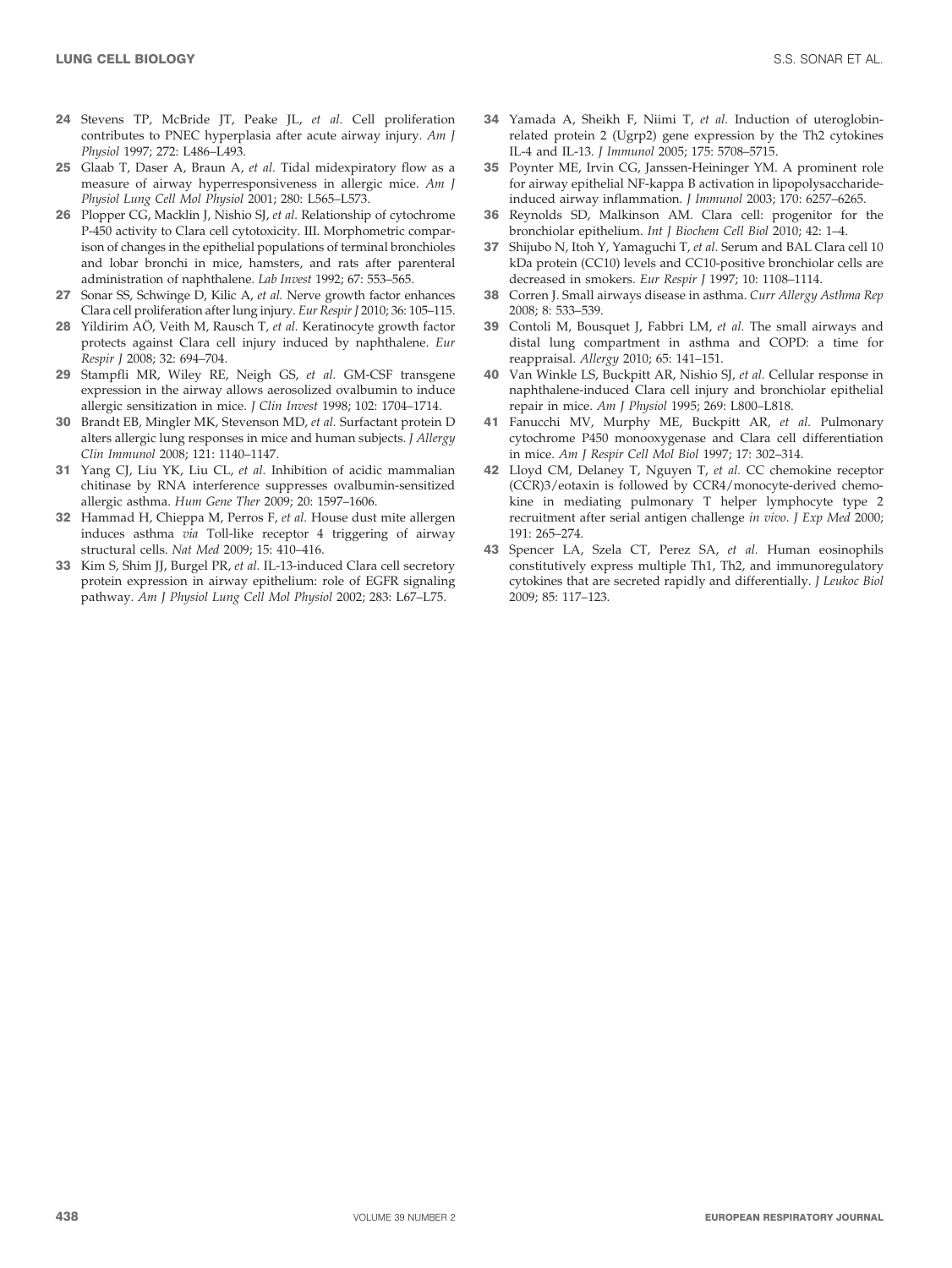24 Stevens TP, McBride JT, Peake JL, *et al.* Cell proliferation contributes to PNEC hyperplasia after acute airway injury. *Am J Physiol* 1997; 272: L486–L493.

25 Glaab T, Daser A, Braun A, *et al.* Tidal midexpiratory flow as a measure of airway hyperresponsiveness in allergic mice. *Am J Physiol Lung Cell Mol Physiol* 2001; 280: L565–L573.

26 Plopper CG, Macklin J, Nishio SJ, *et al.* Relationship of cytochrome P-450 activity to Clara cell cytotoxicity. III. Morphometric comparison of changes in the epithelial populations of terminal bronchioles and lobar bronchi in mice, hamsters, and rats after parenteral administration of naphthalene. *Lab Invest* 1992; 67: 553–565.

27 Sonar SS, Schwinge D, Kilic A, *et al.* Nerve growth factor enhances Clara cell proliferation after lung injury. *Eur Respir J* 2010; 36: 105–115.

28 Yildirim AÖ, Veith M, Rausch T, *et al.* Keratinocyte growth factor protects against Clara cell injury induced by naphthalene. *Eur Respir J* 2008; 32: 694–704.

29 Stampfli MR, Wiley RE, Neigh GS, *et al.* GM-CSF transgene expression in the airway allows aerosolized ovalbumin to induce allergic sensitization in mice. *J Clin Invest* 1998; 102: 1704–1714.

30 Brandt EB, Mingler MK, Stevenson MD, *et al.* Surfactant protein D alters allergic lung responses in mice and human subjects. *J Allergy Clin Immunol* 2008; 121: 1140–1147.

31 Yang CJ, Liu YK, Liu CL, *et al.* Inhibition of acidic mammalian chitinase by RNA interference suppresses ovalbumin-sensitized allergic asthma. *Hum Gene Ther* 2009; 20: 1597–1606.

32 Hammad H, Chieppa M, Perros F, *et al.* House dust mite allergen induces asthma *via* Toll-like receptor 4 triggering of airway structural cells. *Nat Med* 2009; 15: 410–416.

33 Kim S, Shim JJ, Burgel PR, *et al.* IL-13-induced Clara cell secretory protein expression in airway epithelium: role of EGFR signaling pathway. *Am J Physiol Lung Cell Mol Physiol* 2002; 283: L67–L75.

34 Yamada A, Sheikh F, Niimi T, *et al.* Induction of uteroglobin-related protein 2 (Ugrp2) gene expression by the Th2 cytokines IL-4 and IL-13. *J Immunol* 2005; 175: 5708–5715.

35 Poynter ME, Irvin CG, Janssen-Heininger YM. A prominent role for airway epithelial NF-kappa B activation in lipopolysaccharide-induced airway inflammation. *J Immunol* 2003; 170: 6257–6265.

36 Reynolds SD, Malkinson AM. Clara cell: progenitor for the bronchiolar epithelium. *Int J Biochem Cell Biol* 2010; 42: 1–4.

37 Shijubo N, Itoh Y, Yamaguchi T, *et al.* Serum and BAL Clara cell 10 kDa protein (CC10) levels and CC10-positive bronchiolar cells are decreased in smokers. *Eur Respir J* 1997; 10: 1108–1114.

38 Corren J. Small airways disease in asthma. *Curr Allergy Asthma Rep* 2008; 8: 533–539.

39 Contoli M, Bousquet J, Fabbri LM, *et al.* The small airways and distal lung compartment in asthma and COPD: a time for reappraisal. *Allergy* 2010; 65: 141–151.

40 Van Winkle LS, Buckpitt AR, Nishio SJ, *et al.* Cellular response in naphthalene-induced Clara cell injury and bronchiolar epithelial repair in mice. *Am J Physiol* 1995; 269: L800–L818.

41 Fanucchi MV, Murphy ME, Buckpitt AR, *et al.* Pulmonary cytochrome P450 monooxygenase and Clara cell differentiation in mice. *Am J Respir Cell Mol Biol* 1997; 17: 302–314.

42 Lloyd CM, Delaney T, Nguyen T, *et al.* CC chemokine receptor (CCR)3/eotaxin is followed by CCR4/monocyte-derived chemokine in mediating pulmonary T helper lymphocyte type 2 recruitment after serial antigen challenge *in vivo*. *J Exp Med* 2000; 191: 265–274.

43 Spencer LA, Szela CT, Perez SA, *et al.* Human eosinophils constitutively express multiple Th1, Th2, and immunoregulatory cytokines that are secreted rapidly and differentially. *J Leukoc Biol* 2009; 85: 117–123.